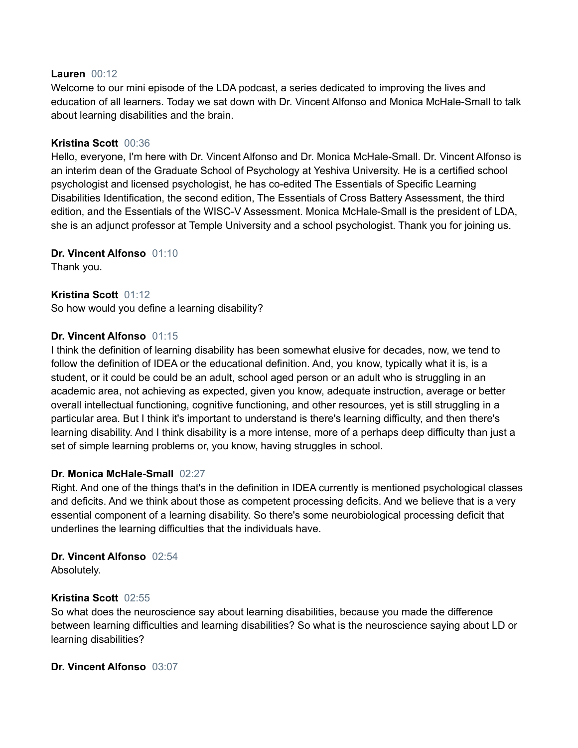**Lauren** 00:12
Welcome to our mini episode of the LDA podcast, a series dedicated to improving the lives and education of all learners. Today we sat down with Dr. Vincent Alfonso and Monica McHale-Small to talk about learning disabilities and the brain.

**Kristina Scott** 00:36
Hello, everyone, I'm here with Dr. Vincent Alfonso and Dr. Monica McHale-Small. Dr. Vincent Alfonso is an interim dean of the Graduate School of Psychology at Yeshiva University. He is a certified school psychologist and licensed psychologist, he has co-edited The Essentials of Specific Learning Disabilities Identification, the second edition, The Essentials of Cross Battery Assessment, the third edition, and the Essentials of the WISC-V Assessment. Monica McHale-Small is the president of LDA, she is an adjunct professor at Temple University and a school psychologist. Thank you for joining us.

**Dr. Vincent Alfonso** 01:10
Thank you.

**Kristina Scott** 01:12
So how would you define a learning disability?

**Dr. Vincent Alfonso** 01:15
I think the definition of learning disability has been somewhat elusive for decades, now, we tend to follow the definition of IDEA or the educational definition. And, you know, typically what it is, is a student, or it could be could be an adult, school aged person or an adult who is struggling in an academic area, not achieving as expected, given you know, adequate instruction, average or better overall intellectual functioning, cognitive functioning, and other resources, yet is still struggling in a particular area. But I think it's important to understand is there's learning difficulty, and then there's learning disability. And I think disability is a more intense, more of a perhaps deep difficulty than just a set of simple learning problems or, you know, having struggles in school.

**Dr. Monica McHale-Small** 02:27
Right. And one of the things that's in the definition in IDEA currently is mentioned psychological classes and deficits. And we think about those as competent processing deficits. And we believe that is a very essential component of a learning disability. So there's some neurobiological processing deficit that underlines the learning difficulties that the individuals have.

**Dr. Vincent Alfonso** 02:54
Absolutely.

**Kristina Scott** 02:55
So what does the neuroscience say about learning disabilities, because you made the difference between learning difficulties and learning disabilities? So what is the neuroscience saying about LD or learning disabilities?

**Dr. Vincent Alfonso** 03:07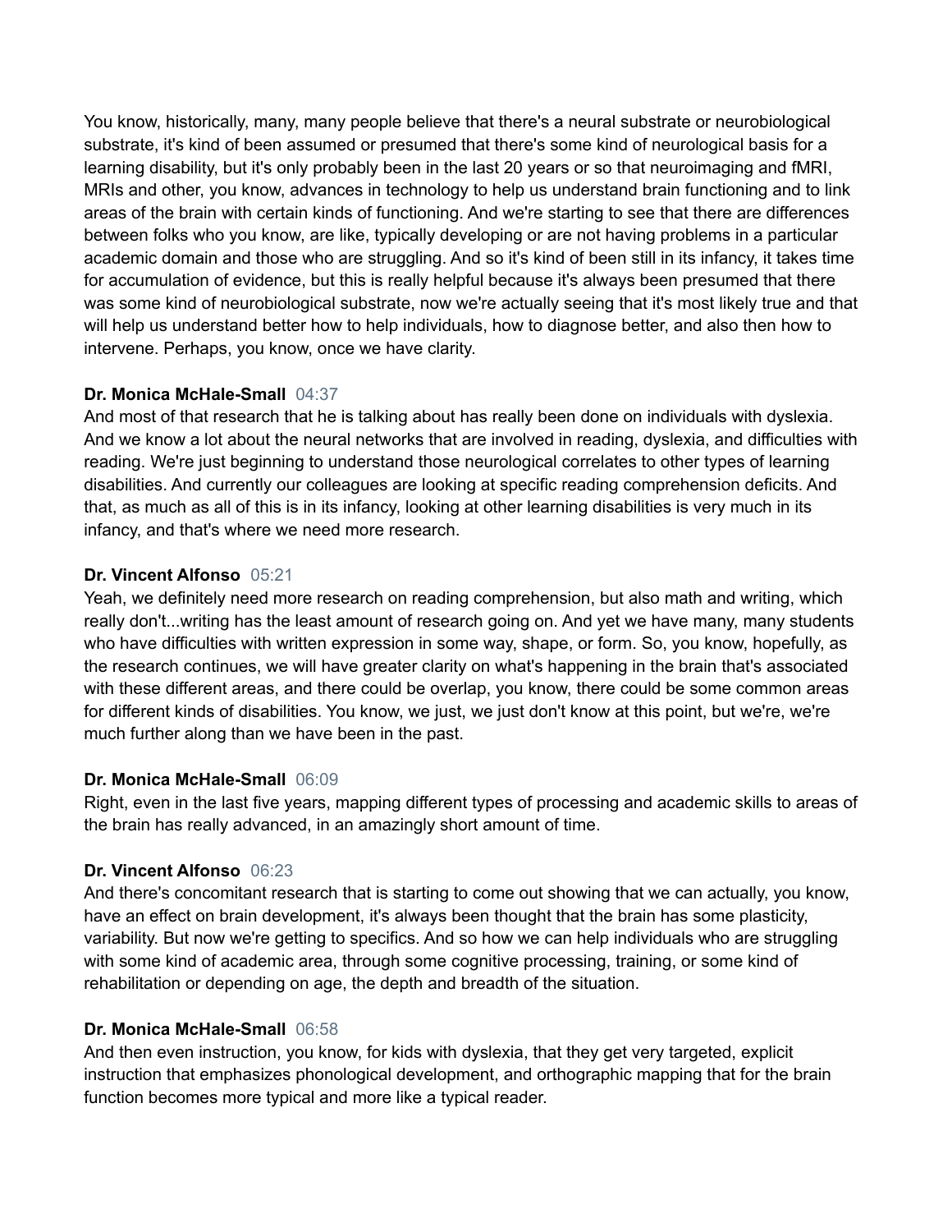You know, historically, many, many people believe that there's a neural substrate or neurobiological substrate, it's kind of been assumed or presumed that there's some kind of neurological basis for a learning disability, but it's only probably been in the last 20 years or so that neuroimaging and fMRI, MRIs and other, you know, advances in technology to help us understand brain functioning and to link areas of the brain with certain kinds of functioning. And we're starting to see that there are differences between folks who you know, are like, typically developing or are not having problems in a particular academic domain and those who are struggling. And so it's kind of been still in its infancy, it takes time for accumulation of evidence, but this is really helpful because it's always been presumed that there was some kind of neurobiological substrate, now we're actually seeing that it's most likely true and that will help us understand better how to help individuals, how to diagnose better, and also then how to intervene. Perhaps, you know, once we have clarity.

**Dr. Monica McHale-Small** 04:37
And most of that research that he is talking about has really been done on individuals with dyslexia. And we know a lot about the neural networks that are involved in reading, dyslexia, and difficulties with reading. We're just beginning to understand those neurological correlates to other types of learning disabilities. And currently our colleagues are looking at specific reading comprehension deficits. And that, as much as all of this is in its infancy, looking at other learning disabilities is very much in its infancy, and that's where we need more research.

**Dr. Vincent Alfonso** 05:21
Yeah, we definitely need more research on reading comprehension, but also math and writing, which really don't...writing has the least amount of research going on. And yet we have many, many students who have difficulties with written expression in some way, shape, or form. So, you know, hopefully, as the research continues, we will have greater clarity on what's happening in the brain that's associated with these different areas, and there could be overlap, you know, there could be some common areas for different kinds of disabilities. You know, we just, we just don't know at this point, but we're, we're much further along than we have been in the past.

**Dr. Monica McHale-Small** 06:09
Right, even in the last five years, mapping different types of processing and academic skills to areas of the brain has really advanced, in an amazingly short amount of time.

**Dr. Vincent Alfonso** 06:23
And there's concomitant research that is starting to come out showing that we can actually, you know, have an effect on brain development, it's always been thought that the brain has some plasticity, variability. But now we're getting to specifics. And so how we can help individuals who are struggling with some kind of academic area, through some cognitive processing, training, or some kind of rehabilitation or depending on age, the depth and breadth of the situation.

**Dr. Monica McHale-Small** 06:58
And then even instruction, you know, for kids with dyslexia, that they get very targeted, explicit instruction that emphasizes phonological development, and orthographic mapping that for the brain function becomes more typical and more like a typical reader.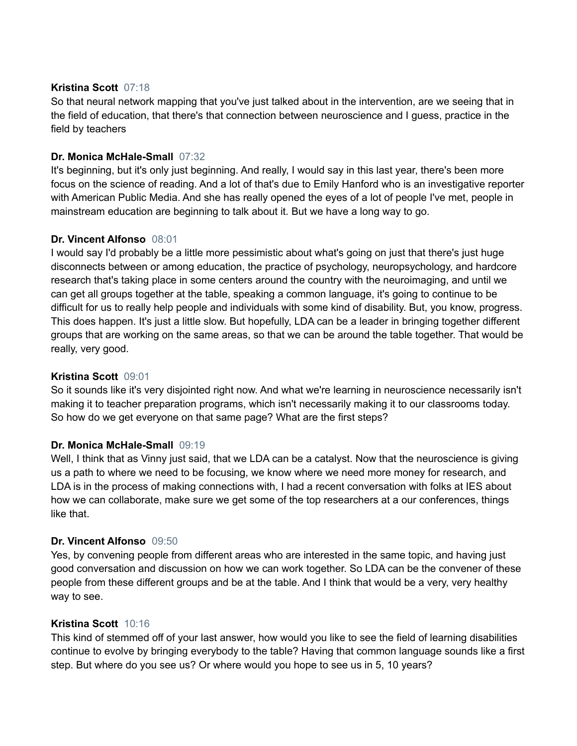**Kristina Scott** 07:18
So that neural network mapping that you've just talked about in the intervention, are we seeing that in the field of education, that there's that connection between neuroscience and I guess, practice in the field by teachers

**Dr. Monica McHale-Small** 07:32
It's beginning, but it's only just beginning. And really, I would say in this last year, there's been more focus on the science of reading. And a lot of that's due to Emily Hanford who is an investigative reporter with American Public Media. And she has really opened the eyes of a lot of people I've met, people in mainstream education are beginning to talk about it. But we have a long way to go.

**Dr. Vincent Alfonso** 08:01
I would say I'd probably be a little more pessimistic about what's going on just that there's just huge disconnects between or among education, the practice of psychology, neuropsychology, and hardcore research that's taking place in some centers around the country with the neuroimaging, and until we can get all groups together at the table, speaking a common language, it's going to continue to be difficult for us to really help people and individuals with some kind of disability. But, you know, progress. This does happen. It's just a little slow. But hopefully, LDA can be a leader in bringing together different groups that are working on the same areas, so that we can be around the table together. That would be really, very good.

**Kristina Scott** 09:01
So it sounds like it's very disjointed right now. And what we're learning in neuroscience necessarily isn't making it to teacher preparation programs, which isn't necessarily making it to our classrooms today. So how do we get everyone on that same page? What are the first steps?

**Dr. Monica McHale-Small** 09:19
Well, I think that as Vinny just said, that we LDA can be a catalyst. Now that the neuroscience is giving us a path to where we need to be focusing, we know where we need more money for research, and LDA is in the process of making connections with, I had a recent conversation with folks at IES about how we can collaborate, make sure we get some of the top researchers at a our conferences, things like that.

**Dr. Vincent Alfonso** 09:50
Yes, by convening people from different areas who are interested in the same topic, and having just good conversation and discussion on how we can work together. So LDA can be the convener of these people from these different groups and be at the table. And I think that would be a very, very healthy way to see.

**Kristina Scott** 10:16
This kind of stemmed off of your last answer, how would you like to see the field of learning disabilities continue to evolve by bringing everybody to the table? Having that common language sounds like a first step. But where do you see us? Or where would you hope to see us in 5, 10 years?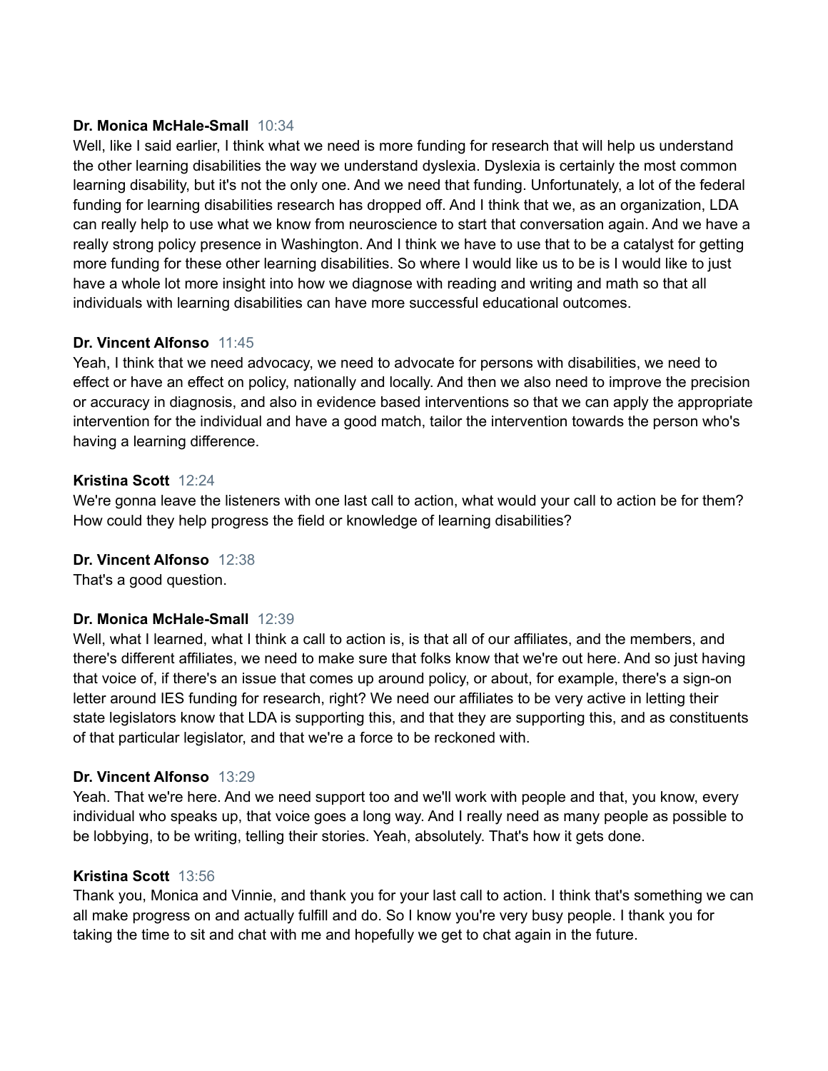**Dr. Monica McHale-Small** 10:34
Well, like I said earlier, I think what we need is more funding for research that will help us understand the other learning disabilities the way we understand dyslexia. Dyslexia is certainly the most common learning disability, but it's not the only one. And we need that funding. Unfortunately, a lot of the federal funding for learning disabilities research has dropped off. And I think that we, as an organization, LDA can really help to use what we know from neuroscience to start that conversation again. And we have a really strong policy presence in Washington. And I think we have to use that to be a catalyst for getting more funding for these other learning disabilities. So where I would like us to be is I would like to just have a whole lot more insight into how we diagnose with reading and writing and math so that all individuals with learning disabilities can have more successful educational outcomes.

**Dr. Vincent Alfonso** 11:45
Yeah, I think that we need advocacy, we need to advocate for persons with disabilities, we need to effect or have an effect on policy, nationally and locally. And then we also need to improve the precision or accuracy in diagnosis, and also in evidence based interventions so that we can apply the appropriate intervention for the individual and have a good match, tailor the intervention towards the person who's having a learning difference.

**Kristina Scott** 12:24
We're gonna leave the listeners with one last call to action, what would your call to action be for them? How could they help progress the field or knowledge of learning disabilities?

**Dr. Vincent Alfonso** 12:38
That's a good question.

**Dr. Monica McHale-Small** 12:39
Well, what I learned, what I think a call to action is, is that all of our affiliates, and the members, and there's different affiliates, we need to make sure that folks know that we're out here. And so just having that voice of, if there's an issue that comes up around policy, or about, for example, there's a sign-on letter around IES funding for research, right? We need our affiliates to be very active in letting their state legislators know that LDA is supporting this, and that they are supporting this, and as constituents of that particular legislator, and that we're a force to be reckoned with.

**Dr. Vincent Alfonso** 13:29
Yeah. That we're here. And we need support too and we'll work with people and that, you know, every individual who speaks up, that voice goes a long way. And I really need as many people as possible to be lobbying, to be writing, telling their stories. Yeah, absolutely. That's how it gets done.

**Kristina Scott** 13:56
Thank you, Monica and Vinnie, and thank you for your last call to action. I think that's something we can all make progress on and actually fulfill and do. So I know you're very busy people. I thank you for taking the time to sit and chat with me and hopefully we get to chat again in the future.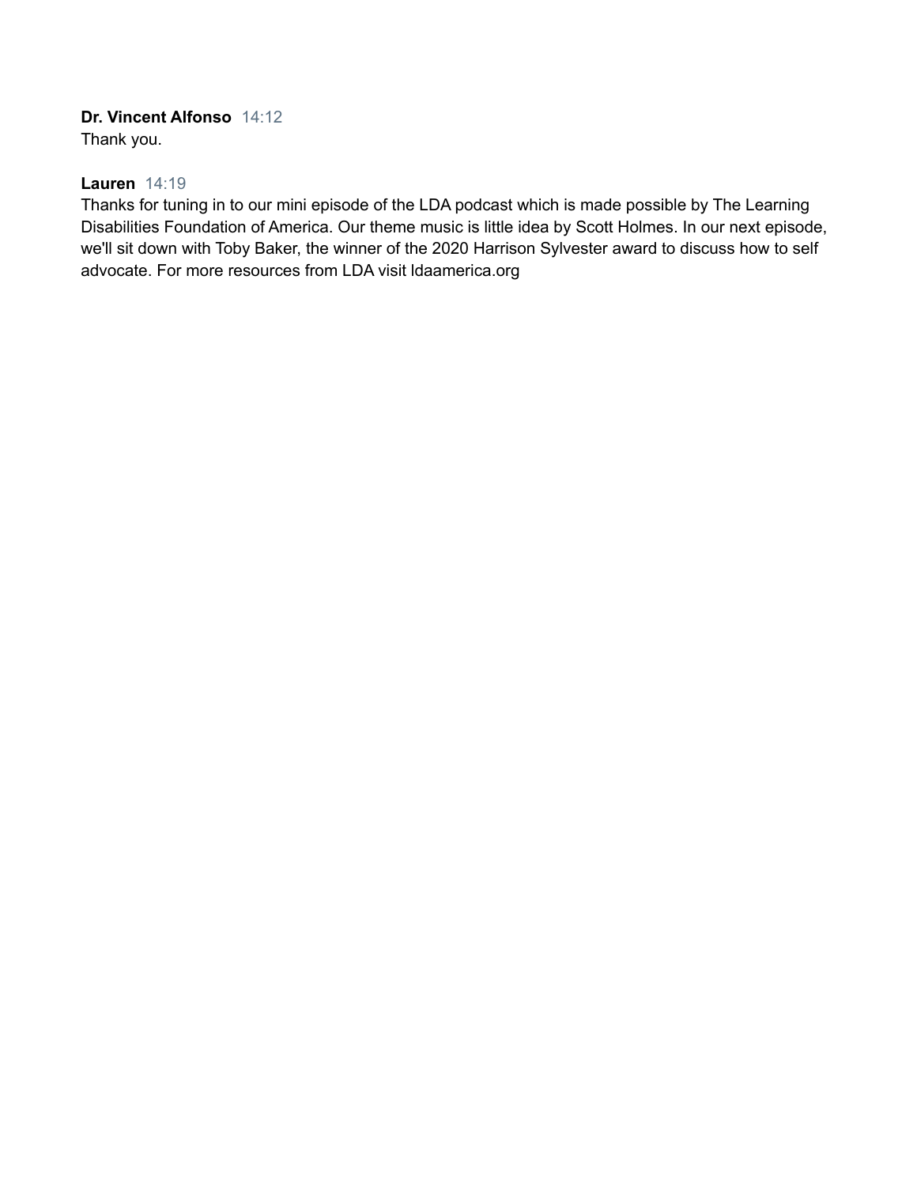**Dr. Vincent Alfonso** 14:12
Thank you.

**Lauren** 14:19
Thanks for tuning in to our mini episode of the LDA podcast which is made possible by The Learning Disabilities Foundation of America. Our theme music is little idea by Scott Holmes. In our next episode, we'll sit down with Toby Baker, the winner of the 2020 Harrison Sylvester award to discuss how to self advocate. For more resources from LDA visit ldaamerica.org